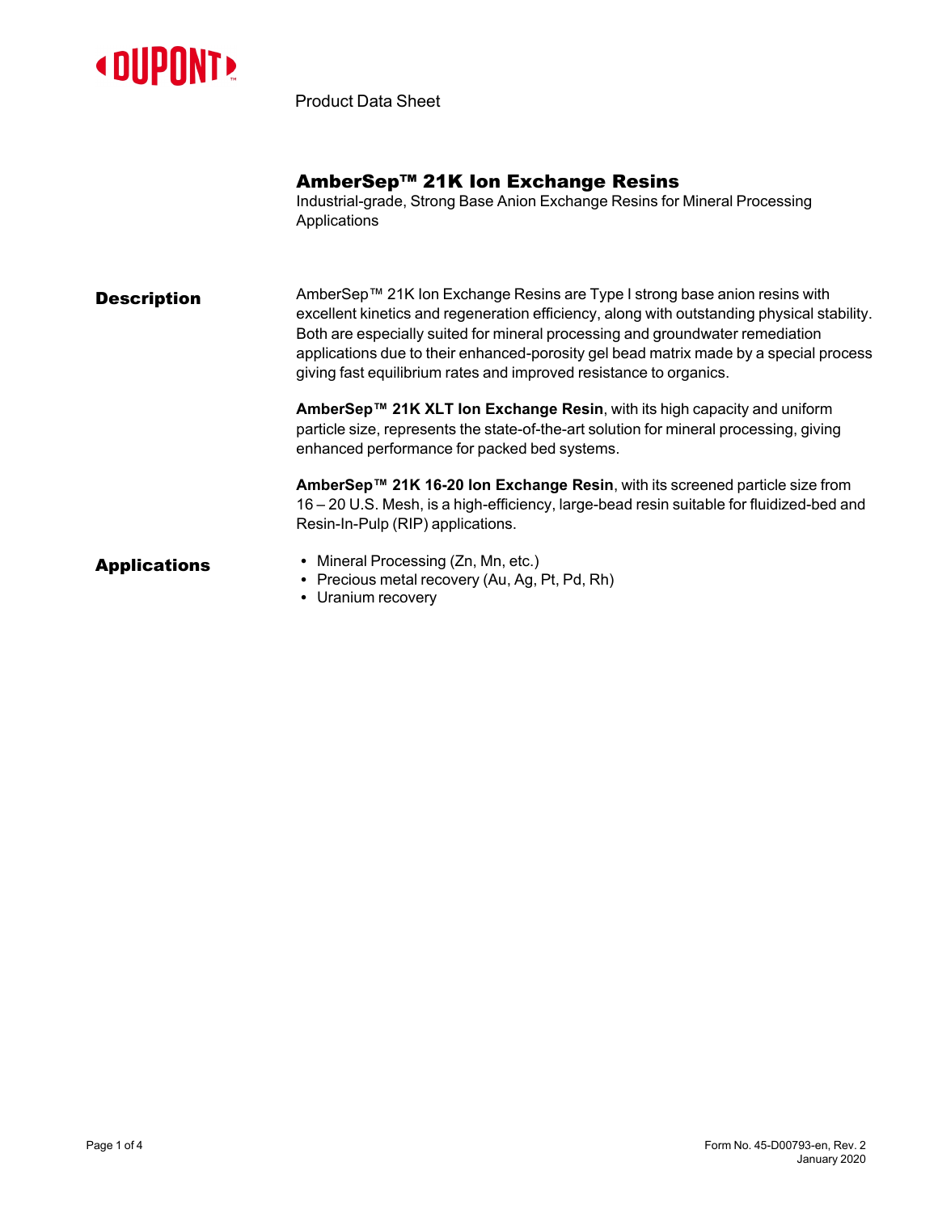DUPONT

Product Data Sheet

# AmberSep™ 21K Ion Exchange Resins

Industrial-grade, Strong Base Anion Exchange Resins for Mineral Processing Applications

## Description

AmberSep™ 21K Ion Exchange Resins are Type I strong base anion resins with excellent kinetics and regeneration efficiency, along with outstanding physical stability. Both are especially suited for mineral processing and groundwater remediation applications due to their enhanced-porosity gel bead matrix made by a special process giving fast equilibrium rates and improved resistance to organics.

**AmberSep™ 21K XLT Ion Exchange Resin**, with its high capacity and uniform particle size, represents the state-of-the-art solution for mineral processing, giving enhanced performance for packed bed systems.

**AmberSep™ 21K 16-20 Ion Exchange Resin**, with its screened particle size from 16 – 20 U.S. Mesh, is a high-efficiency, large-bead resin suitable for fluidized-bed and Resin-In-Pulp (RIP) applications.

## Applications

- Mineral Processing (Zn, Mn, etc.)
- Precious metal recovery (Au, Ag, Pt, Pd, Rh)
- Uranium recovery

Form No. 45-D00793-en, Rev. 2
January 2020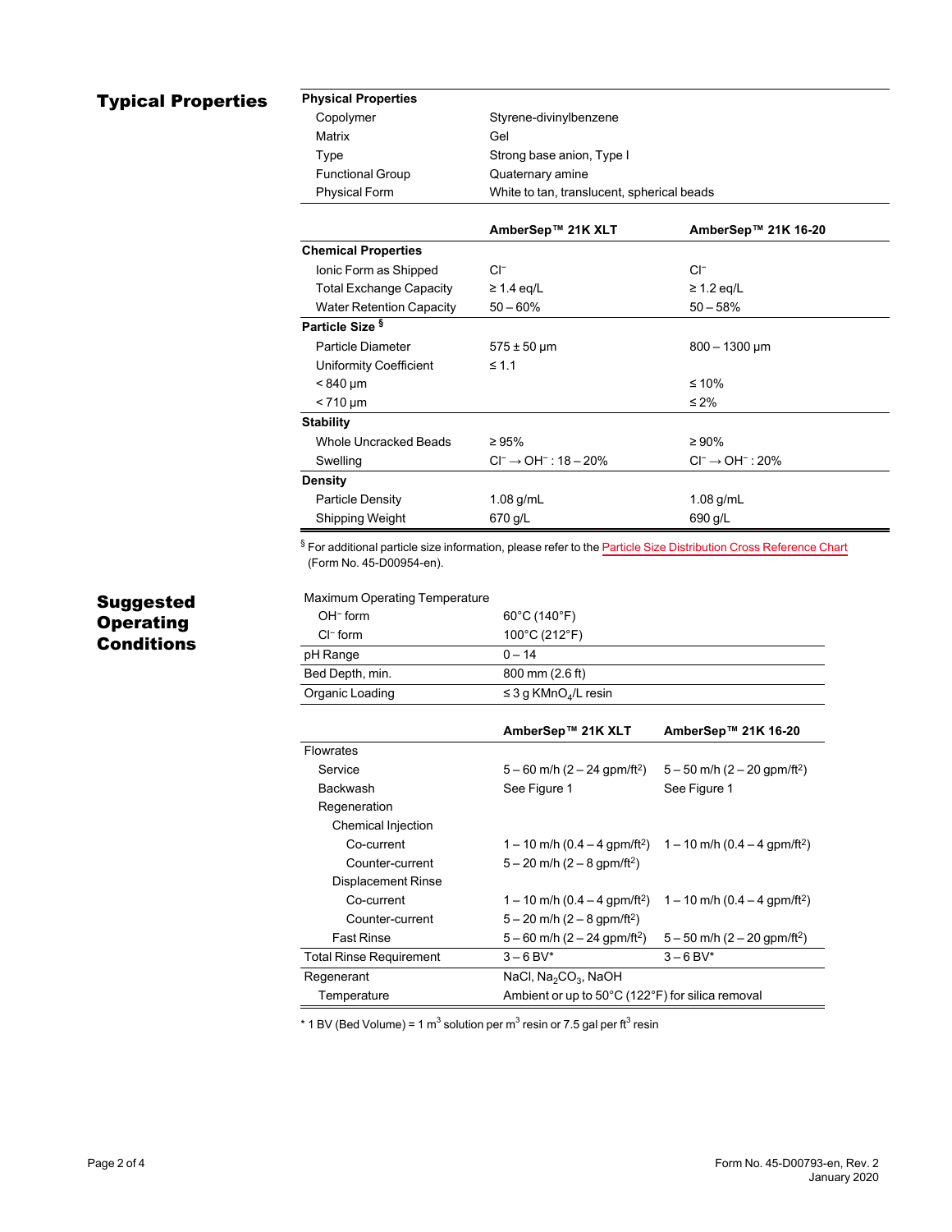## Typical Properties

| Physical Properties | |
|---|---|
| Copolymer | Styrene-divinylbenzene |
| Matrix | Gel |
| Type | Strong base anion, Type I |
| Functional Group | Quaternary amine |
| Physical Form | White to tan, translucent, spherical beads |

| | AmberSep™ 21K XLT | AmberSep™ 21K 16-20 |
|---|---|---|
| **Chemical Properties** | | |
| Ionic Form as Shipped | $Cl^-$ | $Cl^-$ |
| Total Exchange Capacity | ≥ 1.4 eq/L | ≥ 1.2 eq/L |
| Water Retention Capacity | 50 – 60% | 50 – 58% |
| **Particle Size** § | | |
| Particle Diameter | 575 ± 50 µm | 800 – 1300 µm |
| Uniformity Coefficient | ≤ 1.1 | |
| < 840 µm | | ≤ 10% |
| < 710 µm | | ≤ 2% |
| **Stability** | | |
| Whole Uncracked Beads | ≥ 95% | ≥ 90% |
| Swelling | $Cl^- \rightarrow OH^-$ : 18 – 20% | $Cl^- \rightarrow OH^-$ : 20% |
| **Density** | | |
| Particle Density | 1.08 g/mL | 1.08 g/mL |
| Shipping Weight | 670 g/L | 690 g/L |

§ For additional particle size information, please refer to the Particle Size Distribution Cross Reference Chart (Form No. 45-D00954-en).

## Suggested Operating Conditions

| | |
|---|---|
| Maximum Operating Temperature | |
| $OH^-$ form | 60°C (140°F) |
| $Cl^-$ form | 100°C (212°F) |
| pH Range | 0 – 14 |
| Bed Depth, min. | 800 mm (2.6 ft) |
| Organic Loading | ≤ 3 g $KMnO_4$/L resin |

| | AmberSep™ 21K XLT | AmberSep™ 21K 16-20 |
|---|---|---|
| Flowrates | | |
| Service | 5 – 60 m/h (2 – 24 gpm/ft$^2$) | 5 – 50 m/h (2 – 20 gpm/ft$^2$) |
| Backwash | See Figure 1 | See Figure 1 |
| Regeneration | | |
| Chemical Injection | | |
| Co-current | 1 – 10 m/h (0.4 – 4 gpm/ft$^2$) | 1 – 10 m/h (0.4 – 4 gpm/ft$^2$) |
| Counter-current | 5 – 20 m/h (2 – 8 gpm/ft$^2$) | |
| Displacement Rinse | | |
| Co-current | 1 – 10 m/h (0.4 – 4 gpm/ft$^2$) | 1 – 10 m/h (0.4 – 4 gpm/ft$^2$) |
| Counter-current | 5 – 20 m/h (2 – 8 gpm/ft$^2$) | |
| Fast Rinse | 5 – 60 m/h (2 – 24 gpm/ft$^2$) | 5 – 50 m/h (2 – 20 gpm/ft$^2$) |
| Total Rinse Requirement | 3 – 6 BV* | 3 – 6 BV* |
| Regenerant | NaCl, $Na_2CO_3$, NaOH | |
| Temperature | Ambient or up to 50°C (122°F) for silica removal | |

* 1 BV (Bed Volume) = 1 m$^3$ solution per m$^3$ resin or 7.5 gal per ft$^3$ resin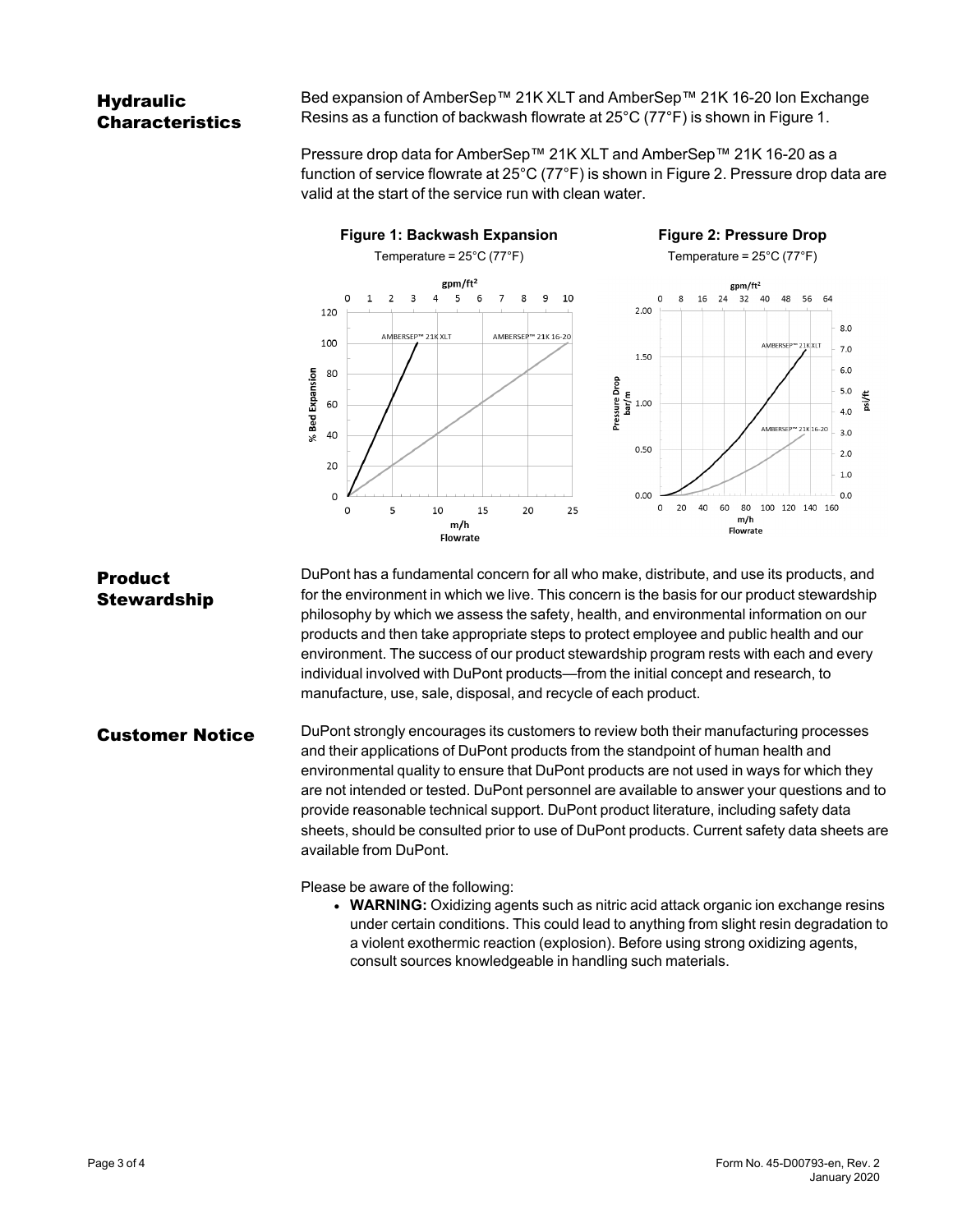## Hydraulic Characteristics

Bed expansion of AmberSep™ 21K XLT and AmberSep™ 21K 16-20 Ion Exchange Resins as a function of backwash flowrate at 25°C (77°F) is shown in Figure 1.

Pressure drop data for AmberSep™ 21K XLT and AmberSep™ 21K 16-20 as a function of service flowrate at 25°C (77°F) is shown in Figure 2. Pressure drop data are valid at the start of the service run with clean water.

**Figure 1: Backwash Expansion**

Temperature = 25°C (77°F)

**Figure 2: Pressure Drop**

Temperature = 25°C (77°F)

## Product Stewardship

DuPont has a fundamental concern for all who make, distribute, and use its products, and for the environment in which we live. This concern is the basis for our product stewardship philosophy by which we assess the safety, health, and environmental information on our products and then take appropriate steps to protect employee and public health and our environment. The success of our product stewardship program rests with each and every individual involved with DuPont products—from the initial concept and research, to manufacture, use, sale, disposal, and recycle of each product.

## Customer Notice

DuPont strongly encourages its customers to review both their manufacturing processes and their applications of DuPont products from the standpoint of human health and environmental quality to ensure that DuPont products are not used in ways for which they are not intended or tested. DuPont personnel are available to answer your questions and to provide reasonable technical support. DuPont product literature, including safety data sheets, should be consulted prior to use of DuPont products. Current safety data sheets are available from DuPont.

Please be aware of the following:

- **WARNING:** Oxidizing agents such as nitric acid attack organic ion exchange resins under certain conditions. This could lead to anything from slight resin degradation to a violent exothermic reaction (explosion). Before using strong oxidizing agents, consult sources knowledgeable in handling such materials.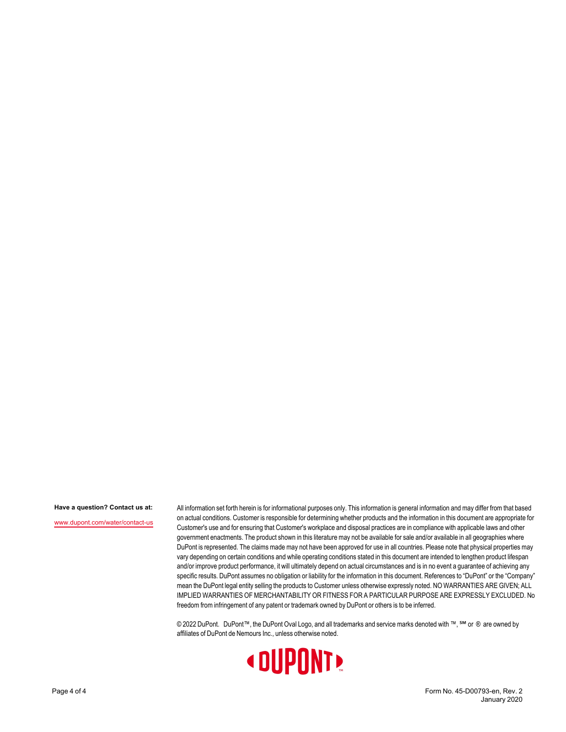**Have a question? Contact us at:**

www.dupont.com/water/contact-us

All information set forth herein is for informational purposes only. This information is general information and may differ from that based on actual conditions. Customer is responsible for determining whether products and the information in this document are appropriate for Customer's use and for ensuring that Customer's workplace and disposal practices are in compliance with applicable laws and other government enactments. The product shown in this literature may not be available for sale and/or available in all geographies where DuPont is represented. The claims made may not have been approved for use in all countries. Please note that physical properties may vary depending on certain conditions and while operating conditions stated in this document are intended to lengthen product lifespan and/or improve product performance, it will ultimately depend on actual circumstances and is in no event a guarantee of achieving any specific results. DuPont assumes no obligation or liability for the information in this document. References to "DuPont" or the "Company" mean the DuPont legal entity selling the products to Customer unless otherwise expressly noted. NO WARRANTIES ARE GIVEN; ALL IMPLIED WARRANTIES OF MERCHANTABILITY OR FITNESS FOR A PARTICULAR PURPOSE ARE EXPRESSLY EXCLUDED. No freedom from infringement of any patent or trademark owned by DuPont or others is to be inferred.

© 2022 DuPont. DuPont™, the DuPont Oval Logo, and all trademarks and service marks denoted with ™, ℠ or ® are owned by affiliates of DuPont de Nemours Inc., unless otherwise noted.

Form No. 45-D00793-en, Rev. 2
January 2020